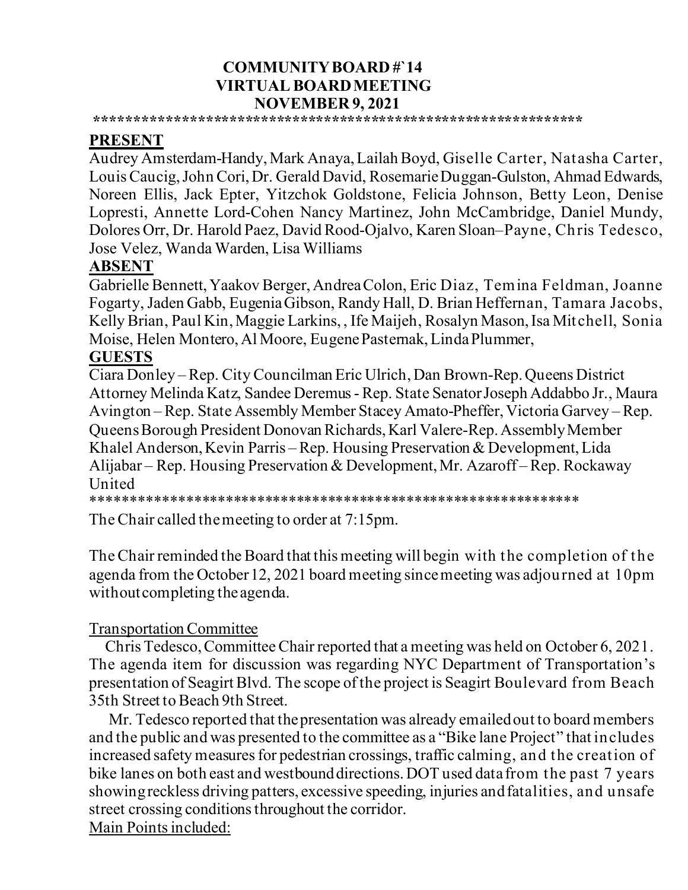**COMMUNITY BOARD #`14**
**VIRTUAL BOARD MEETING**
**NOVEMBER 9, 2021**

\*\*\*\*\*\*\*\*\*\*\*\*\*\*\*\*\*\*\*\*\*\*\*\*\*\*\*\*\*\*\*\*\*\*\*\*\*\*\*\*\*\*\*\*\*\*\*\*\*\*\*\*\*\*\*\*\*\*\*\*\*\*\*\*

## PRESENT

Audrey Amsterdam-Handy, Mark Anaya, Lailah Boyd, Giselle Carter, Natasha Carter, Louis Caucig, John Cori, Dr. Gerald David, Rosemarie Duggan-Gulston, Ahmad Edwards, Noreen Ellis, Jack Epter, Yitzchok Goldstone, Felicia Johnson, Betty Leon, Denise Lopresti, Annette Lord-Cohen Nancy Martinez, John McCambridge, Daniel Mundy, Dolores Orr, Dr. Harold Paez, David Rood-Ojalvo, Karen Sloan–Payne, Chris Tedesco, Jose Velez, Wanda Warden, Lisa Williams

## ABSENT

Gabrielle Bennett, Yaakov Berger, Andrea Colon, Eric Diaz, Temina Feldman, Joanne Fogarty, Jaden Gabb, Eugenia Gibson, Randy Hall, D. Brian Heffernan, Tamara Jacobs, Kelly Brian, Paul Kin, Maggie Larkins, , Ife Maijeh, Rosalyn Mason, Isa Mitchell, Sonia Moise, Helen Montero, Al Moore, Eugene Pasternak, Linda Plummer,

## GUESTS

Ciara Donley – Rep. City Councilman Eric Ulrich, Dan Brown-Rep. Queens District Attorney Melinda Katz, Sandee Deremus - Rep. State Senator Joseph Addabbo Jr., Maura Avington – Rep. State Assembly Member Stacey Amato-Pheffer, Victoria Garvey – Rep. Queens Borough President Donovan Richards, Karl Valere-Rep. Assembly Member Khalel Anderson, Kevin Parris – Rep. Housing Preservation & Development, Lida Alijabar – Rep. Housing Preservation & Development, Mr. Azaroff – Rep. Rockaway United

\*\*\*\*\*\*\*\*\*\*\*\*\*\*\*\*\*\*\*\*\*\*\*\*\*\*\*\*\*\*\*\*\*\*\*\*\*\*\*\*\*\*\*\*\*\*\*\*\*\*\*\*\*\*\*\*\*\*\*\*\*\*

The Chair called the meeting to order at 7:15pm.

The Chair reminded the Board that this meeting will begin with the completion of the agenda from the October 12, 2021 board meeting since meeting was adjourned at 10pm without completing the agenda.

<u>Transportation Committee</u>

Chris Tedesco, Committee Chair reported that a meeting was held on October 6, 2021. The agenda item for discussion was regarding NYC Department of Transportation's presentation of Seagirt Blvd. The scope of the project is Seagirt Boulevard from Beach 35th Street to Beach 9th Street.

Mr. Tedesco reported that the presentation was already emailed out to board members and the public and was presented to the committee as a "Bike lane Project" that includes increased safety measures for pedestrian crossings, traffic calming, and the creation of bike lanes on both east and westbound directions. DOT used data from the past 7 years showing reckless driving patters, excessive speeding, injuries and fatalities, and unsafe street crossing conditions throughout the corridor.

<u>Main Points included:</u>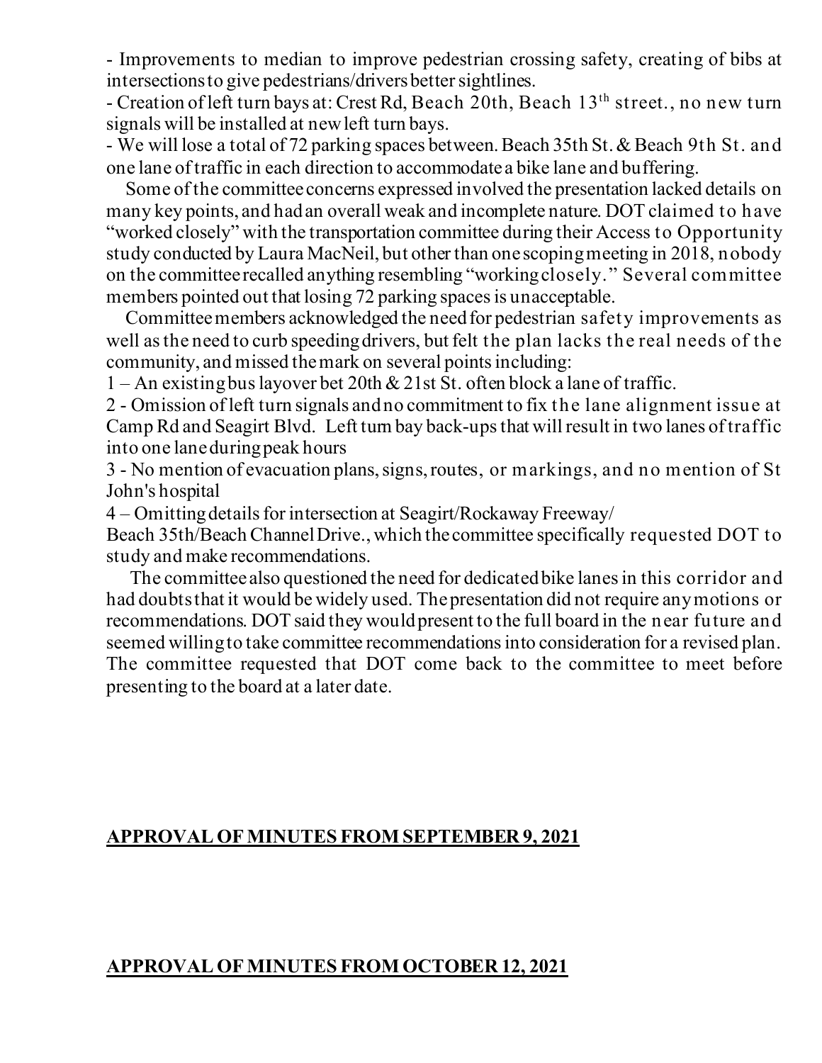- Improvements to median to improve pedestrian crossing safety, creating of bibs at intersections to give pedestrians/drivers better sightlines.
- Creation of left turn bays at: Crest Rd, Beach 20th, Beach 13th street., no new turn signals will be installed at new left turn bays.
- We will lose a total of 72 parking spaces between. Beach 35th St. & Beach 9th St. and one lane of traffic in each direction to accommodate a bike lane and buffering.

Some of the committee concerns expressed involved the presentation lacked details on many key points, and had an overall weak and incomplete nature. DOT claimed to have "worked closely" with the transportation committee during their Access to Opportunity study conducted by Laura MacNeil, but other than one scoping meeting in 2018, nobody on the committee recalled anything resembling "working closely." Several committee members pointed out that losing 72 parking spaces is unacceptable.

Committee members acknowledged the need for pedestrian safety improvements as well as the need to curb speeding drivers, but felt the plan lacks the real needs of the community, and missed the mark on several points including:

1 – An existing bus layover bet 20th & 21st St. often block a lane of traffic.

2 - Omission of left turn signals and no commitment to fix the lane alignment issue at Camp Rd and Seagirt Blvd. Left turn bay back-ups that will result in two lanes of traffic into one lane during peak hours

3 - No mention of evacuation plans, signs, routes, or markings, and no mention of St John's hospital

4 – Omitting details for intersection at Seagirt/Rockaway Freeway/ Beach 35th/Beach Channel Drive., which the committee specifically requested DOT to study and make recommendations.

The committee also questioned the need for dedicated bike lanes in this corridor and had doubts that it would be widely used. The presentation did not require any motions or recommendations. DOT said they would present to the full board in the near future and seemed willing to take committee recommendations into consideration for a revised plan. The committee requested that DOT come back to the committee to meet before presenting to the board at a later date.

## APPROVAL OF MINUTES FROM SEPTEMBER 9, 2021

## APPROVAL OF MINUTES FROM OCTOBER 12, 2021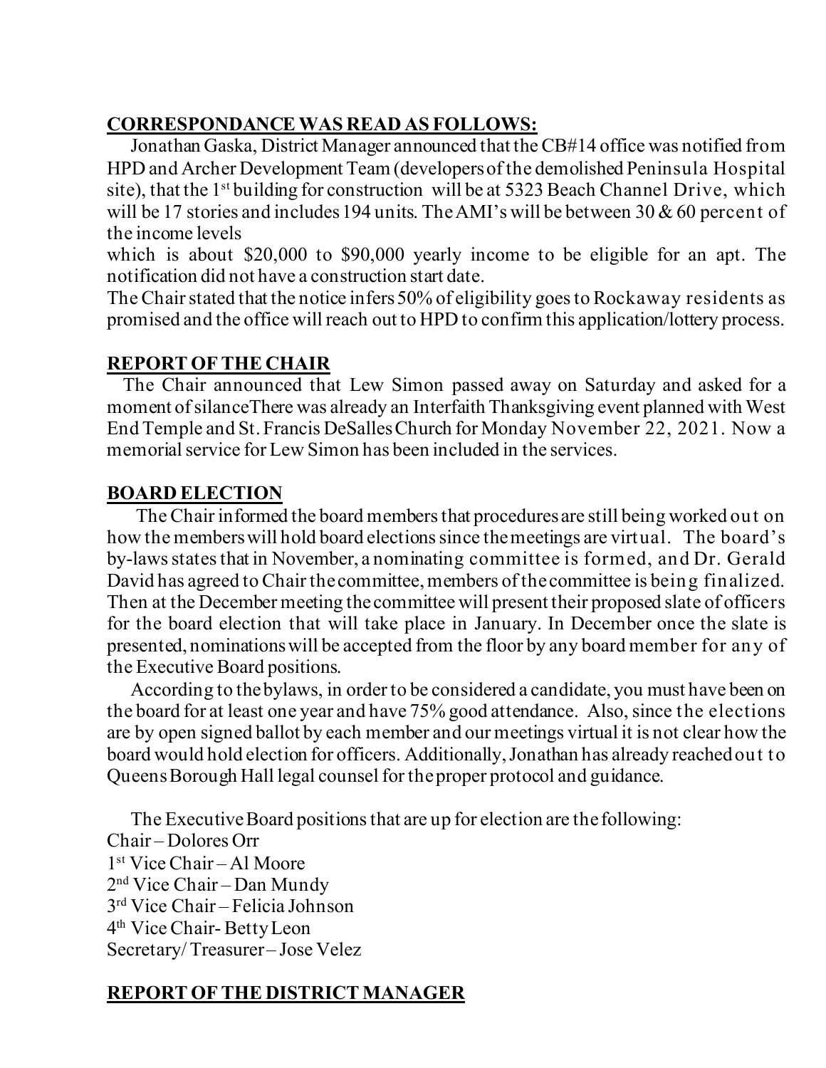## **CORRESPONDANCE WAS READ AS FOLLOWS:**

Jonathan Gaska, District Manager announced that the CB#14 office was notified from HPD and Archer Development Team (developers of the demolished Peninsula Hospital site), that the 1st building for construction will be at 5323 Beach Channel Drive, which will be 17 stories and includes 194 units. The AMI's will be between 30 & 60 percent of the income levels which is about $20,000 to $90,000 yearly income to be eligible for an apt. The notification did not have a construction start date.

The Chair stated that the notice infers 50% of eligibility goes to Rockaway residents as promised and the office will reach out to HPD to confirm this application/lottery process.

## **REPORT OF THE CHAIR**

The Chair announced that Lew Simon passed away on Saturday and asked for a moment of silanceThere was already an Interfaith Thanksgiving event planned with West End Temple and St. Francis DeSalles Church for Monday November 22, 2021. Now a memorial service for Lew Simon has been included in the services.

## **BOARD ELECTION**

The Chair informed the board members that procedures are still being worked out on how the members will hold board elections since the meetings are virtual. The board's by-laws states that in November, a nominating committee is formed, and Dr. Gerald David has agreed to Chair the committee, members of the committee is being finalized. Then at the December meeting the committee will present their proposed slate of officers for the board election that will take place in January. In December once the slate is presented, nominations will be accepted from the floor by any board member for any of the Executive Board positions.

According to the bylaws, in order to be considered a candidate, you must have been on the board for at least one year and have 75% good attendance. Also, since the elections are by open signed ballot by each member and our meetings virtual it is not clear how the board would hold election for officers. Additionally, Jonathan has already reached out to Queens Borough Hall legal counsel for the proper protocol and guidance.

The Executive Board positions that are up for election are the following:

Chair – Dolores Orr
1st Vice Chair – Al Moore
2nd Vice Chair – Dan Mundy
3rd Vice Chair – Felicia Johnson
4th Vice Chair- Betty Leon
Secretary/ Treasurer – Jose Velez

## **REPORT OF THE DISTRICT MANAGER**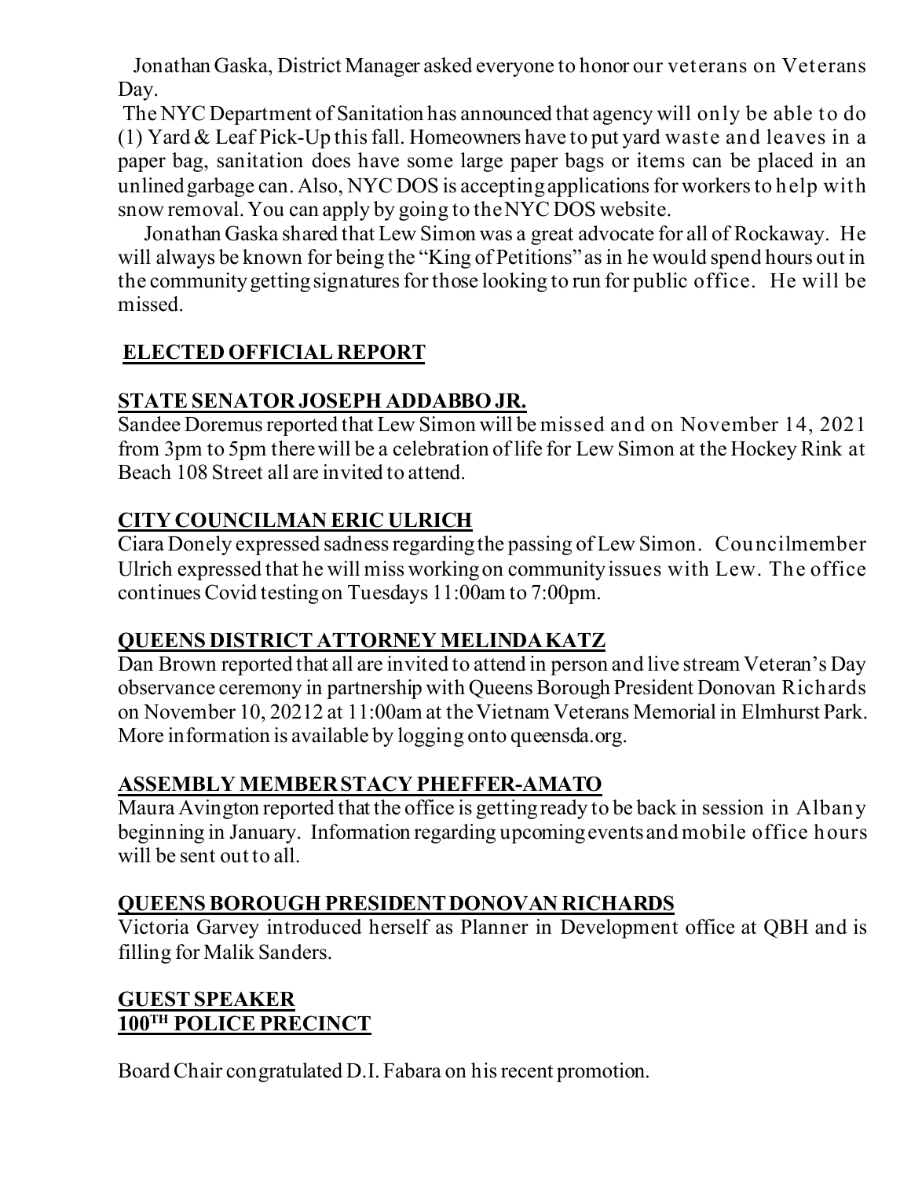Jonathan Gaska, District Manager asked everyone to honor our veterans on Veterans Day.

The NYC Department of Sanitation has announced that agency will only be able to do (1) Yard & Leaf Pick-Up this fall. Homeowners have to put yard waste and leaves in a paper bag, sanitation does have some large paper bags or items can be placed in an unlined garbage can. Also, NYC DOS is accepting applications for workers to help with snow removal. You can apply by going to the NYC DOS website.

Jonathan Gaska shared that Lew Simon was a great advocate for all of Rockaway. He will always be known for being the "King of Petitions" as in he would spend hours out in the community getting signatures for those looking to run for public office. He will be missed.

## ELECTED OFFICIAL REPORT

### STATE SENATOR JOSEPH ADDABBO JR.

Sandee Doremus reported that Lew Simon will be missed and on November 14, 2021 from 3pm to 5pm there will be a celebration of life for Lew Simon at the Hockey Rink at Beach 108 Street all are invited to attend.

### CITY COUNCILMAN ERIC ULRICH

Ciara Donely expressed sadness regarding the passing of Lew Simon. Councilmember Ulrich expressed that he will miss working on community issues with Lew. The office continues Covid testing on Tuesdays 11:00am to 7:00pm.

### QUEENS DISTRICT ATTORNEY MELINDA KATZ

Dan Brown reported that all are invited to attend in person and live stream Veteran's Day observance ceremony in partnership with Queens Borough President Donovan Richards on November 10, 20212 at 11:00am at the Vietnam Veterans Memorial in Elmhurst Park. More information is available by logging onto queensda.org.

### ASSEMBLY MEMBER STACY PHEFFER-AMATO

Maura Avington reported that the office is getting ready to be back in session in Albany beginning in January. Information regarding upcoming events and mobile office hours will be sent out to all.

### QUEENS BOROUGH PRESIDENT DONOVAN RICHARDS

Victoria Garvey introduced herself as Planner in Development office at QBH and is filling for Malik Sanders.

## GUEST SPEAKER
## 100TH POLICE PRECINCT

Board Chair congratulated D.I. Fabara on his recent promotion.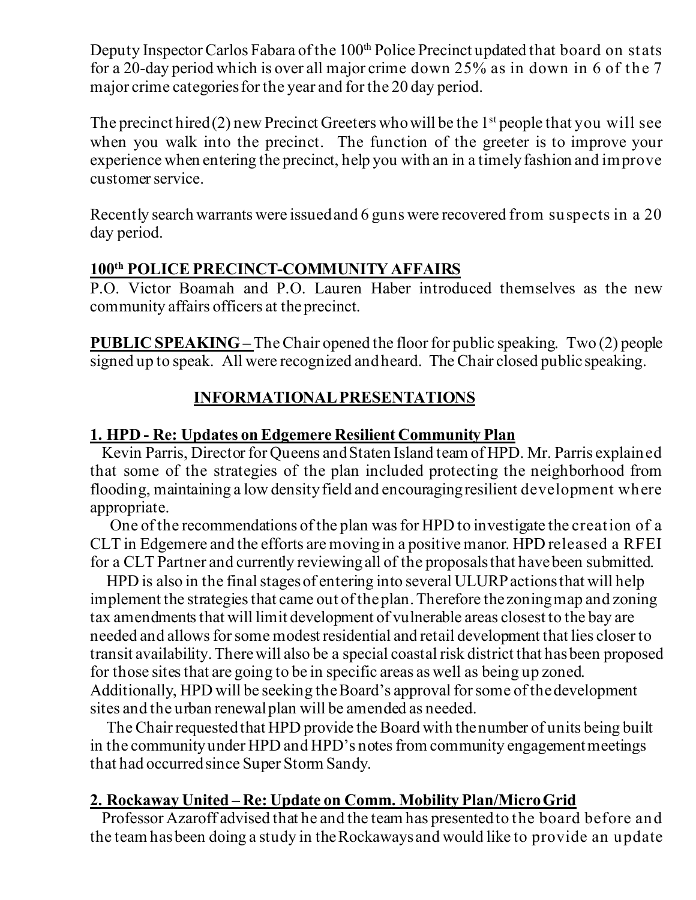Deputy Inspector Carlos Fabara of the 100th Police Precinct updated that board on stats for a 20-day period which is over all major crime down 25% as in down in 6 of the 7 major crime categories for the year and for the 20 day period.

The precinct hired (2) new Precinct Greeters who will be the 1st people that you will see when you walk into the precinct. The function of the greeter is to improve your experience when entering the precinct, help you with an in a timely fashion and improve customer service.

Recently search warrants were issued and 6 guns were recovered from suspects in a 20 day period.

**100th POLICE PRECINCT-COMMUNITY AFFAIRS**

P.O. Victor Boamah and P.O. Lauren Haber introduced themselves as the new community affairs officers at the precinct.

**PUBLIC SPEAKING –** The Chair opened the floor for public speaking. Two (2) people signed up to speak. All were recognized and heard. The Chair closed public speaking.

## INFORMATIONAL PRESENTATIONS

**1. HPD - Re: Updates on Edgemere Resilient Community Plan**

Kevin Parris, Director for Queens and Staten Island team of HPD. Mr. Parris explained that some of the strategies of the plan included protecting the neighborhood from flooding, maintaining a low density field and encouraging resilient development where appropriate.

One of the recommendations of the plan was for HPD to investigate the creation of a CLT in Edgemere and the efforts are moving in a positive manor. HPD released a RFEI for a CLT Partner and currently reviewing all of the proposals that have been submitted.

HPD is also in the final stages of entering into several ULURP actions that will help implement the strategies that came out of the plan. Therefore the zoning map and zoning tax amendments that will limit development of vulnerable areas closest to the bay are needed and allows for some modest residential and retail development that lies closer to transit availability. There will also be a special coastal risk district that has been proposed for those sites that are going to be in specific areas as well as being up zoned. Additionally, HPD will be seeking the Board's approval for some of the development sites and the urban renewal plan will be amended as needed.

The Chair requested that HPD provide the Board with the number of units being built in the community under HPD and HPD's notes from community engagement meetings that had occurred since Super Storm Sandy.

**2. Rockaway United – Re: Update on Comm. Mobility Plan/Micro Grid**

Professor Azaroff advised that he and the team has presented to the board before and the team has been doing a study in the Rockaways and would like to provide an update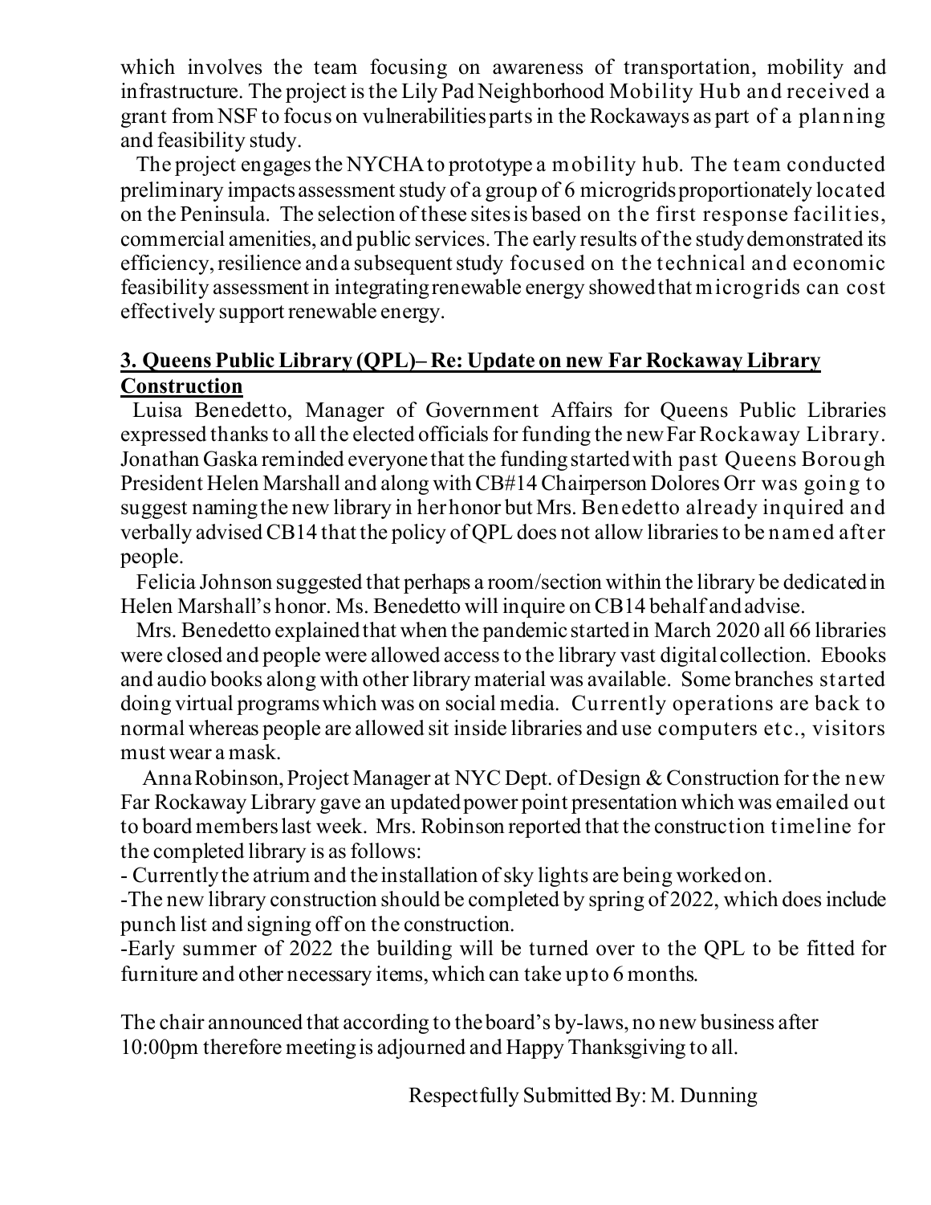which involves the team focusing on awareness of transportation, mobility and infrastructure. The project is the Lily Pad Neighborhood Mobility Hub and received a grant from NSF to focus on vulnerabilities parts in the Rockaways as part of a planning and feasibility study.

The project engages the NYCHA to prototype a mobility hub. The team conducted preliminary impacts assessment study of a group of 6 microgrids proportionately located on the Peninsula. The selection of these sites is based on the first response facilities, commercial amenities, and public services. The early results of the study demonstrated its efficiency, resilience and a subsequent study focused on the technical and economic feasibility assessment in integrating renewable energy showed that microgrids can cost effectively support renewable energy.

**3. Queens Public Library (QPL)– Re: Update on new Far Rockaway Library Construction**

Luisa Benedetto, Manager of Government Affairs for Queens Public Libraries expressed thanks to all the elected officials for funding the new Far Rockaway Library. Jonathan Gaska reminded everyone that the funding started with past Queens Borough President Helen Marshall and along with CB#14 Chairperson Dolores Orr was going to suggest naming the new library in her honor but Mrs. Benedetto already inquired and verbally advised CB14 that the policy of QPL does not allow libraries to be named after people.

Felicia Johnson suggested that perhaps a room/section within the library be dedicated in Helen Marshall's honor. Ms. Benedetto will inquire on CB14 behalf and advise.

Mrs. Benedetto explained that when the pandemic started in March 2020 all 66 libraries were closed and people were allowed access to the library vast digital collection. Ebooks and audio books along with other library material was available. Some branches started doing virtual programs which was on social media. Currently operations are back to normal whereas people are allowed sit inside libraries and use computers etc., visitors must wear a mask.

Anna Robinson, Project Manager at NYC Dept. of Design & Construction for the new Far Rockaway Library gave an updated power point presentation which was emailed out to board members last week. Mrs. Robinson reported that the construction timeline for the completed library is as follows:

- Currently the atrium and the installation of sky lights are being worked on.
- The new library construction should be completed by spring of 2022, which does include punch list and signing off on the construction.
- Early summer of 2022 the building will be turned over to the QPL to be fitted for furniture and other necessary items, which can take up to 6 months.

The chair announced that according to the board's by-laws, no new business after 10:00pm therefore meeting is adjourned and Happy Thanksgiving to all.

Respectfully Submitted By: M. Dunning